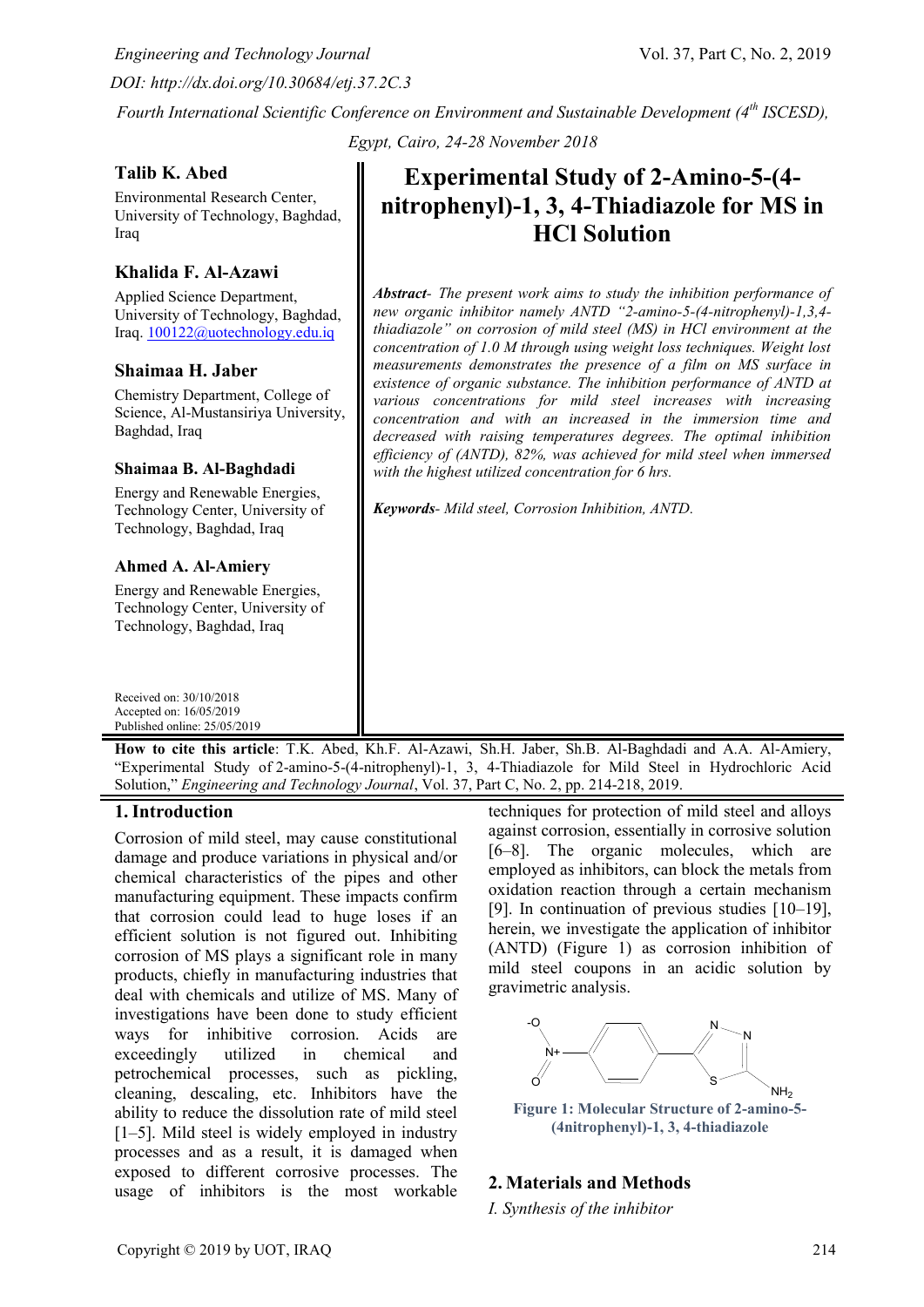*Engineering and Technology Journal* Vol. 37, Part C, No. 2, 2019

*DOI: http://dx.doi.org/10.30684/etj.37.2C.3*

*Fourth International Scientific Conference on Environment and Sustainable Development (4th ISCESD), Egypt, Cairo, 24-28 November 2018*

**Talib K. Abed**
Environmental Research Center, University of Technology, Baghdad, Iraq

**Khalida F. Al-Azawi**
Applied Science Department, University of Technology, Baghdad, Iraq. 100122@uotechnology.edu.iq

**Shaimaa H. Jaber**
Chemistry Department, College of Science, Al-Mustansiriya University, Baghdad, Iraq

**Shaimaa B. Al-Baghdadi**
Energy and Renewable Energies, Technology Center, University of Technology, Baghdad, Iraq

**Ahmed A. Al-Amiery**
Energy and Renewable Energies, Technology Center, University of Technology, Baghdad, Iraq

Received on: 30/10/2018
Accepted on: 16/05/2019
Published online: 25/05/2019

# Experimental Study of 2-Amino-5-(4-nitrophenyl)-1, 3, 4-Thiadiazole for MS in HCl Solution

***Abstract****- The present work aims to study the inhibition performance of new organic inhibitor namely ANTD "2-amino-5-(4-nitrophenyl)-1,3,4-thiadiazole" on corrosion of mild steel (MS) in HCl environment at the concentration of 1.0 M through using weight loss techniques. Weight lost measurements demonstrates the presence of a film on MS surface in existence of organic substance. The inhibition performance of ANTD at various concentrations for mild steel increases with increasing concentration and with an increased in the immersion time and decreased with raising temperatures degrees. The optimal inhibition efficiency of (ANTD), 82%, was achieved for mild steel when immersed with the highest utilized concentration for 6 hrs.*

***Keywords****- Mild steel, Corrosion Inhibition, ANTD.*

**How to cite this article**: T.K. Abed, Kh.F. Al-Azawi, Sh.H. Jaber, Sh.B. Al-Baghdadi and A.A. Al-Amiery, "Experimental Study of 2-amino-5-(4-nitrophenyl)-1, 3, 4-Thiadiazole for Mild Steel in Hydrochloric Acid Solution," *Engineering and Technology Journal*, Vol. 37, Part C, No. 2, pp. 214-218, 2019.

## 1. Introduction

Corrosion of mild steel, may cause constitutional damage and produce variations in physical and/or chemical characteristics of the pipes and other manufacturing equipment. These impacts confirm that corrosion could lead to huge loses if an efficient solution is not figured out. Inhibiting corrosion of MS plays a significant role in many products, chiefly in manufacturing industries that deal with chemicals and utilize of MS. Many of investigations have been done to study efficient ways for inhibitive corrosion. Acids are exceedingly utilized in chemical and petrochemical processes, such as pickling, cleaning, descaling, etc. Inhibitors have the ability to reduce the dissolution rate of mild steel [1–5]. Mild steel is widely employed in industry processes and as a result, it is damaged when exposed to different corrosive processes. The usage of inhibitors is the most workable techniques for protection of mild steel and alloys against corrosion, essentially in corrosive solution [6–8]. The organic molecules, which are employed as inhibitors, can block the metals from oxidation reaction through a certain mechanism [9]. In continuation of previous studies [10–19], herein, we investigate the application of inhibitor (ANTD) (Figure 1) as corrosion inhibition of mild steel coupons in an acidic solution by gravimetric analysis.

**Figure 1: Molecular Structure of 2-amino-5-(4nitrophenyl)-1, 3, 4-thiadiazole**

## 2. Materials and Methods

*I. Synthesis of the inhibitor*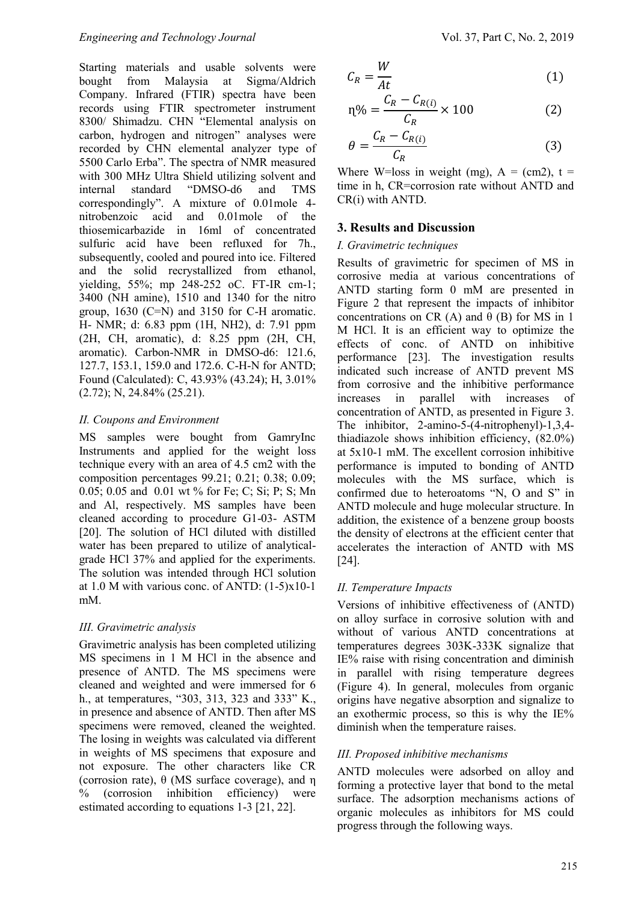Starting materials and usable solvents were bought from Malaysia at Sigma/Aldrich Company. Infrared (FTIR) spectra have been records using FTIR spectrometer instrument 8300/ Shimadzu. CHN "Elemental analysis on carbon, hydrogen and nitrogen" analyses were recorded by CHN elemental analyzer type of 5500 Carlo Erba". The spectra of NMR measured with 300 MHz Ultra Shield utilizing solvent and internal standard "DMSO-d6 and TMS correspondingly". A mixture of 0.01mole 4-nitrobenzoic acid and 0.01mole of the thiosemicarbazide in 16ml of concentrated sulfuric acid have been refluxed for 7h., subsequently, cooled and poured into ice. Filtered and the solid recrystallized from ethanol, yielding, 55%; mp 248-252 oC. FT-IR cm-1; 3400 (NH amine), 1510 and 1340 for the nitro group, 1630 (C=N) and 3150 for C-H aromatic. H- NMR; d: 6.83 ppm (1H, NH2), d: 7.91 ppm (2H, CH, aromatic), d: 8.25 ppm (2H, CH, aromatic). Carbon-NMR in DMSO-d6: 121.6, 127.7, 153.1, 159.0 and 172.6. C-H-N for ANTD; Found (Calculated): C, 43.93% (43.24); H, 3.01% (2.72); N, 24.84% (25.21).

### *II. Coupons and Environment*

MS samples were bought from GamryInc Instruments and applied for the weight loss technique every with an area of 4.5 cm2 with the composition percentages 99.21; 0.21; 0.38; 0.09; 0.05; 0.05 and 0.01 wt % for Fe; C; Si; P; S; Mn and Al, respectively. MS samples have been cleaned according to procedure G1-03- ASTM [20]. The solution of HCl diluted with distilled water has been prepared to utilize of analytical-grade HCl 37% and applied for the experiments. The solution was intended through HCl solution at 1.0 M with various conc. of ANTD: (1-5)x10-1 mM.

### *III. Gravimetric analysis*

Gravimetric analysis has been completed utilizing MS specimens in 1 M HCl in the absence and presence of ANTD. The MS specimens were cleaned and weighted and were immersed for 6 h., at temperatures, "303, 313, 323 and 333" K., in presence and absence of ANTD. Then after MS specimens were removed, cleaned the weighted. The losing in weights was calculated via different in weights of MS specimens that exposure and not exposure. The other characters like CR (corrosion rate), θ (MS surface coverage), and η % (corrosion inhibition efficiency) were estimated according to equations 1-3 [21, 22].

$$C_R = \frac{W}{At} \tag{1}$$

$$\eta\% = \frac{C_R - C_{R(i)}}{C_R} \times 100 \tag{2}$$

$$\theta = \frac{C_R - C_{R(i)}}{C_R} \tag{3}$$

Where W=loss in weight (mg), A = (cm2), t = time in h, CR=corrosion rate without ANTD and CR(i) with ANTD.

## 3. Results and Discussion

### *I. Gravimetric techniques*

Results of gravimetric for specimen of MS in corrosive media at various concentrations of ANTD starting form 0 mM are presented in Figure 2 that represent the impacts of inhibitor concentrations on CR (A) and θ (B) for MS in 1 M HCl. It is an efficient way to optimize the effects of conc. of ANTD on inhibitive performance [23]. The investigation results indicated such increase of ANTD prevent MS from corrosive and the inhibitive performance increases in parallel with increases of concentration of ANTD, as presented in Figure 3. The inhibitor, 2-amino-5-(4-nitrophenyl)-1,3,4-thiadiazole shows inhibition efficiency, (82.0%) at 5x10-1 mM. The excellent corrosion inhibitive performance is imputed to bonding of ANTD molecules with the MS surface, which is confirmed due to heteroatoms "N, O and S" in ANTD molecule and huge molecular structure. In addition, the existence of a benzene group boosts the density of electrons at the efficient center that accelerates the interaction of ANTD with MS [24].

### *II. Temperature Impacts*

Versions of inhibitive effectiveness of (ANTD) on alloy surface in corrosive solution with and without of various ANTD concentrations at temperatures degrees 303K-333K signalize that IE% raise with rising concentration and diminish in parallel with rising temperature degrees (Figure 4). In general, molecules from organic origins have negative absorption and signalize to an exothermic process, so this is why the IE% diminish when the temperature raises.

### *III. Proposed inhibitive mechanisms*

ANTD molecules were adsorbed on alloy and forming a protective layer that bond to the metal surface. The adsorption mechanisms actions of organic molecules as inhibitors for MS could progress through the following ways.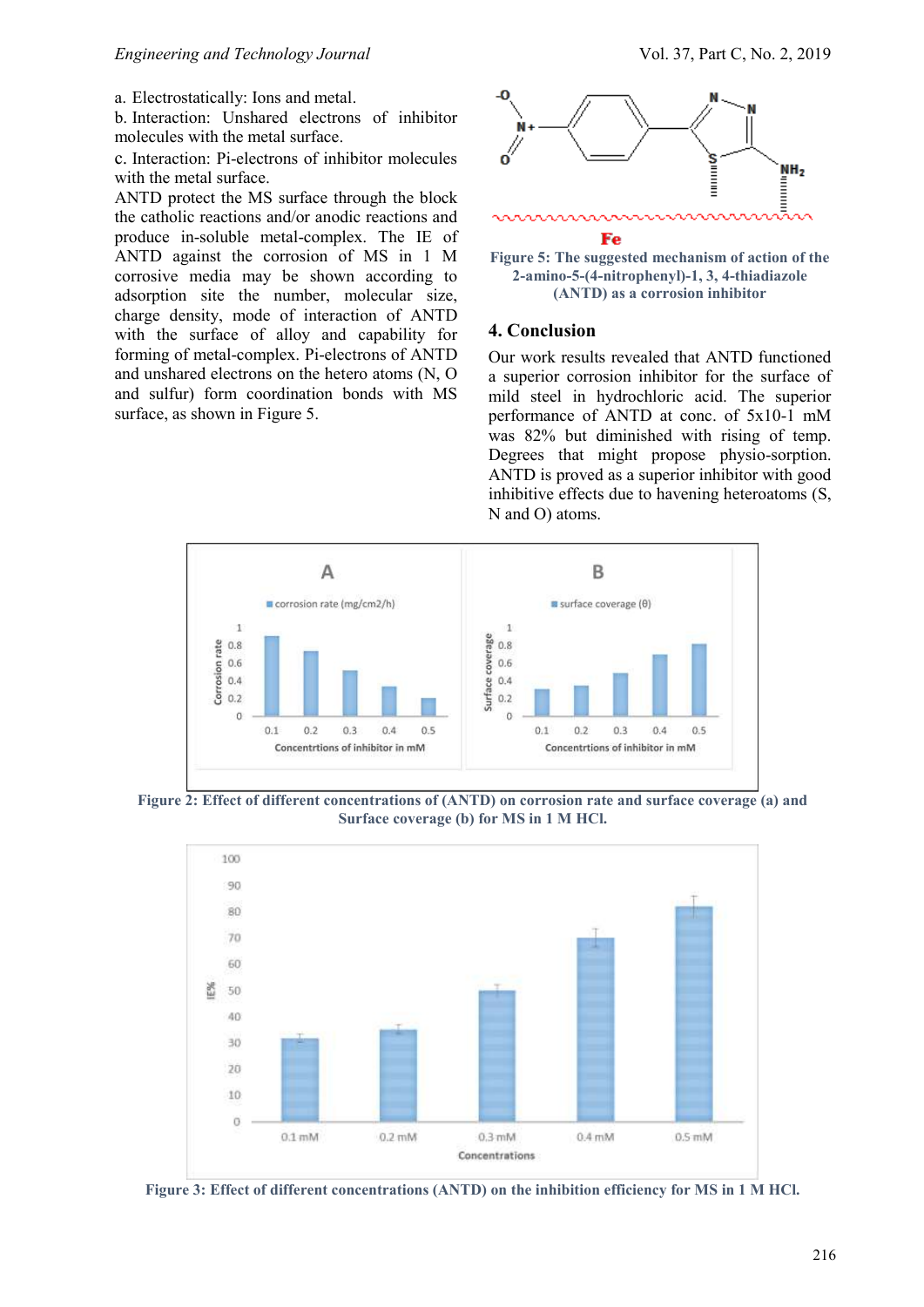a. Electrostatically: Ions and metal.
b. Interaction: Unshared electrons of inhibitor molecules with the metal surface.
c. Interaction: Pi-electrons of inhibitor molecules with the metal surface.

ANTD protect the MS surface through the block the catholic reactions and/or anodic reactions and produce in-soluble metal-complex. The IE of ANTD against the corrosion of MS in 1 M corrosive media may be shown according to adsorption site the number, molecular size, charge density, mode of interaction of ANTD with the surface of alloy and capability for forming of metal-complex. Pi-electrons of ANTD and unshared electrons on the hetero atoms (N, O and sulfur) form coordination bonds with MS surface, as shown in Figure 5.

Figure 5: The suggested mechanism of action of the 2-amino-5-(4-nitrophenyl)-1, 3, 4-thiadiazole (ANTD) as a corrosion inhibitor

## 4. Conclusion

Our work results revealed that ANTD functioned a superior corrosion inhibitor for the surface of mild steel in hydrochloric acid. The superior performance of ANTD at conc. of 5x10-1 mM was 82% but diminished with rising of temp. Degrees that might propose physio-sorption. ANTD is proved as a superior inhibitor with good inhibitive effects due to havening heteroatoms (S, N and O) atoms.

Figure 2: Effect of different concentrations of (ANTD) on corrosion rate and surface coverage (a) and Surface coverage (b) for MS in 1 M HCl.

Figure 3: Effect of different concentrations (ANTD) on the inhibition efficiency for MS in 1 M HCl.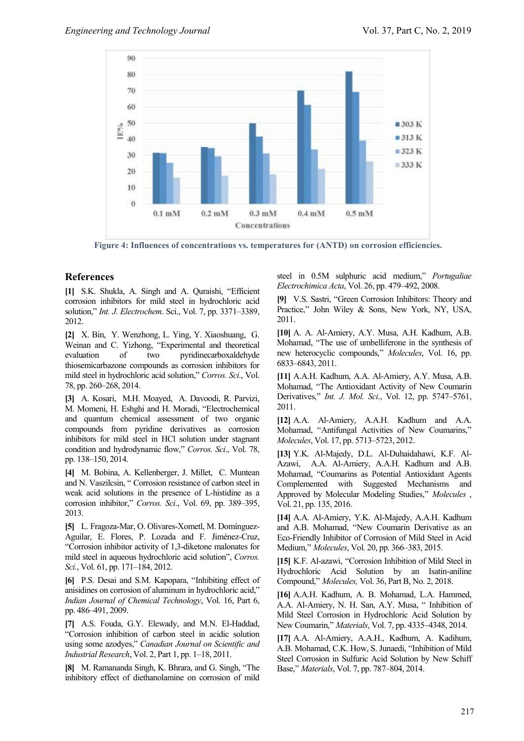Figure 4: Influences of concentrations vs. temperatures for (ANTD) on corrosion efficiencies.

## References

**[1]** S.K. Shukla, A. Singh and A. Quraishi, "Efficient corrosion inhibitors for mild steel in hydrochloric acid solution," *Int. J. Electrochem*. Sci., Vol. 7, pp. 3371–3389, 2012.

**[2]** X. Bin, Y. Wenzhong, L. Ying, Y. Xiaoshuang, G. Weinan and C. Yizhong, "Experimental and theoretical evaluation of two pyridinecarboxaldehyde thiosemicarbazone compounds as corrosion inhibitors for mild steel in hydrochloric acid solution," *Corros. Sci*., Vol. 78, pp. 260–268, 2014.

**[3]** A. Kosari, M.H. Moayed, A. Davoodi, R. Parvizi, M. Momeni, H. Eshghi and H. Moradi, "Electrochemical and quantum chemical assessment of two organic compounds from pyridine derivatives as corrosion inhibitors for mild steel in HCl solution under stagnant condition and hydrodynamic flow," *Corros. Sci*., Vol. 78, pp. 138–150, 2014.

**[4]** M. Bobina, A. Kellenberger, J. Millet, C. Muntean and N. Vaszilcsin, " Corrosion resistance of carbon steel in weak acid solutions in the presence of L-histidine as a corrosion inhibitor," *Corros. Sci*., Vol. 69, pp. 389–395, 2013.

**[5]** L. Fragoza-Mar, O. Olivares-Xometl, M. Domínguez-Aguilar, E. Flores, P. Lozada and F. Jiménez-Cruz, "Corrosion inhibitor activity of 1,3-diketone malonates for mild steel in aqueous hydrochloric acid solution", *Corros. Sci.*, Vol. 61, pp. 171–184, 2012.

**[6]** P.S. Desai and S.M. Kapopara, "Inhibiting effect of anisidines on corrosion of aluminum in hydrochloric acid," *Indian Journal of Chemical Technology*, Vol. 16, Part 6, pp. 486–491, 2009.

**[7]** A.S. Fouda, G.Y. Elewady, and M.N. El-Haddad, "Corrosion inhibition of carbon steel in acidic solution using some azodyes," *Canadian Journal on Scientific and Industrial Research*, Vol. 2, Part 1, pp. 1–18, 2011.

**[8]** M. Ramananda Singh, K. Bhrara, and G. Singh, "The inhibitory effect of diethanolamine on corrosion of mild steel in 0.5M sulphuric acid medium," *Portugaliae Electrochimica Acta*, Vol. 26, pp. 479–492, 2008.

**[9]** V.S. Sastri, "Green Corrosion Inhibitors: Theory and Practice," John Wiley & Sons, New York, NY, USA, 2011.

**[10]** A. A. Al-Amiery, A.Y. Musa, A.H. Kadhum, A.B. Mohamad, "The use of umbelliferone in the synthesis of new heterocyclic compounds," *Molecules*, Vol. 16, pp. 6833–6843, 2011.

**[11]** A.A.H. Kadhum, A.A. Al-Amiery, A.Y. Musa, A.B. Mohamad, "The Antioxidant Activity of New Coumarin Derivatives," *Int. J. Mol. Sci*., Vol. 12, pp. 5747–5761, 2011.

**[12]** A.A. Al-Amiery, A.A.H. Kadhum and A.A. Mohamad, "Antifungal Activities of New Coumarins," *Molecules*, Vol. 17, pp. 5713–5723, 2012.

**[13]** Y.K. Al-Majedy, D.L. Al-Duhaidahawi, K.F. Al-Azawi, A.A. Al-Amiery, A.A.H. Kadhum and A.B. Mohamad, "Coumarins as Potential Antioxidant Agents Complemented with Suggested Mechanisms and Approved by Molecular Modeling Studies," *Molecules* , Vol. 21, pp. 135, 2016.

**[14]** A.A. Al-Amiery, Y.K. Al-Majedy, A.A.H. Kadhum and A.B. Mohamad, "New Coumarin Derivative as an Eco-Friendly Inhibitor of Corrosion of Mild Steel in Acid Medium," *Molecules*, Vol. 20, pp. 366–383, 2015.

**[15]** K.F. Al-azawi, "Corrosion Inhibition of Mild Steel in Hydrochloric Acid Solution by an Isatin-aniline Compound," *Molecules,* Vol. 36, Part B, No. 2, 2018.

**[16]** A.A.H. Kadhum, A. B. Mohamad, L.A. Hammed, A.A. Al-Amiery, N. H. San, A.Y. Musa, " Inhibition of Mild Steel Corrosion in Hydrochloric Acid Solution by New Coumarin," *Materials*, Vol. 7, pp. 4335–4348, 2014.

**[17]** A.A. Al-Amiery, A.A.H., Kadhum, A. Kadihum, A.B. Mohamad, C.K. How, S. Junaedi, "Inhibition of Mild Steel Corrosion in Sulfuric Acid Solution by New Schiff Base," *Materials*, Vol. 7, pp. 787–804, 2014.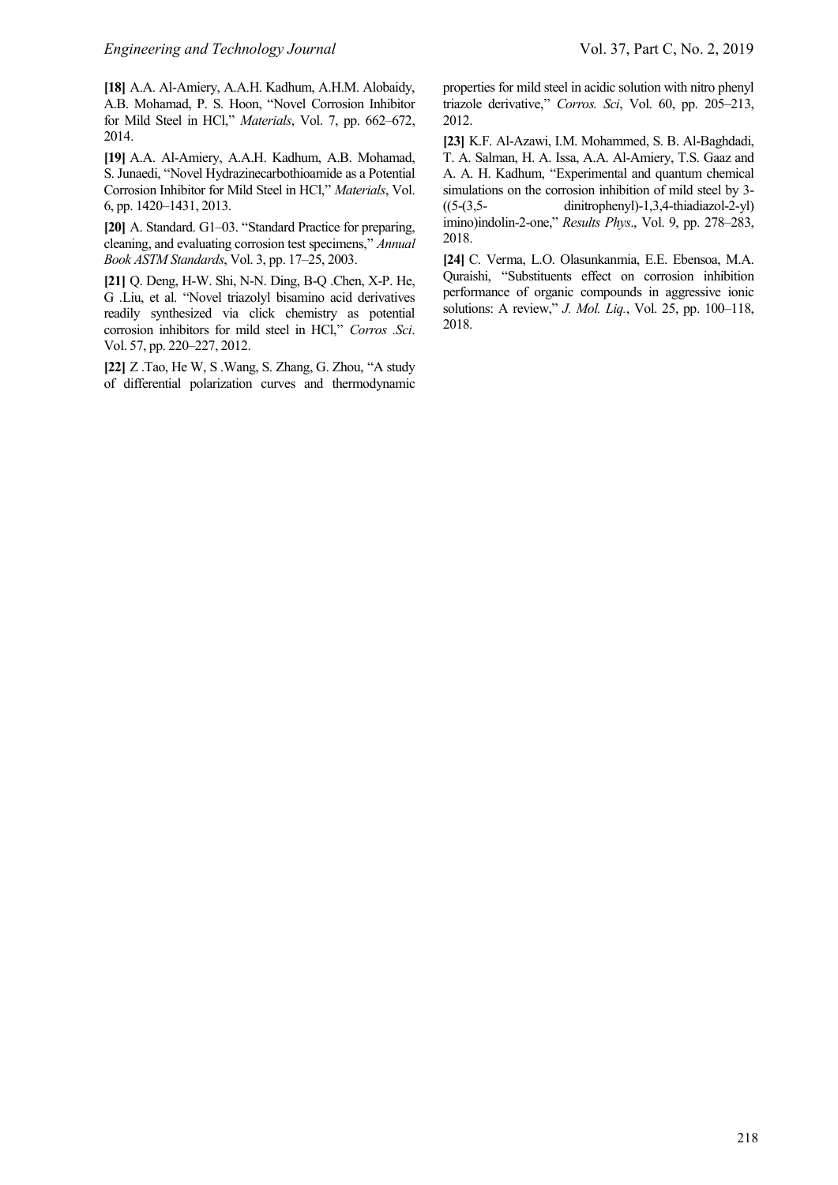**[18]** A.A. Al-Amiery, A.A.H. Kadhum, A.H.M. Alobaidy, A.B. Mohamad, P. S. Hoon, "Novel Corrosion Inhibitor for Mild Steel in HCl," *Materials*, Vol. 7, pp. 662–672, 2014.

**[19]** A.A. Al-Amiery, A.A.H. Kadhum, A.B. Mohamad, S. Junaedi, "Novel Hydrazinecarbothioamide as a Potential Corrosion Inhibitor for Mild Steel in HCl," *Materials*, Vol. 6, pp. 1420–1431, 2013.

**[20]** A. Standard. G1–03. "Standard Practice for preparing, cleaning, and evaluating corrosion test specimens," *Annual Book ASTM Standards*, Vol. 3, pp. 17–25, 2003.

**[21]** Q. Deng, H-W. Shi, N-N. Ding, B-Q .Chen, X-P. He, G .Liu, et al. "Novel triazolyl bisamino acid derivatives readily synthesized via click chemistry as potential corrosion inhibitors for mild steel in HCl," *Corros .Sci*. Vol. 57, pp. 220–227, 2012.

**[22]** Z .Tao, He W, S .Wang, S. Zhang, G. Zhou, "A study of differential polarization curves and thermodynamic properties for mild steel in acidic solution with nitro phenyl triazole derivative," *Corros. Sci*, Vol. 60, pp. 205–213, 2012.

**[23]** K.F. Al-Azawi, I.M. Mohammed, S. B. Al-Baghdadi, T. A. Salman, H. A. Issa, A.A. Al-Amiery, T.S. Gaaz and A. A. H. Kadhum, "Experimental and quantum chemical simulations on the corrosion inhibition of mild steel by 3-((5-(3,5- dinitrophenyl)-1,3,4-thiadiazol-2-yl) imino)indolin-2-one," *Results Phys*., Vol. 9, pp. 278–283, 2018.

**[24]** C. Verma, L.O. Olasunkanmia, E.E. Ebensoa, M.A. Quraishi, "Substituents effect on corrosion inhibition performance of organic compounds in aggressive ionic solutions: A review," *J. Mol. Liq.*, Vol. 25, pp. 100–118, 2018.